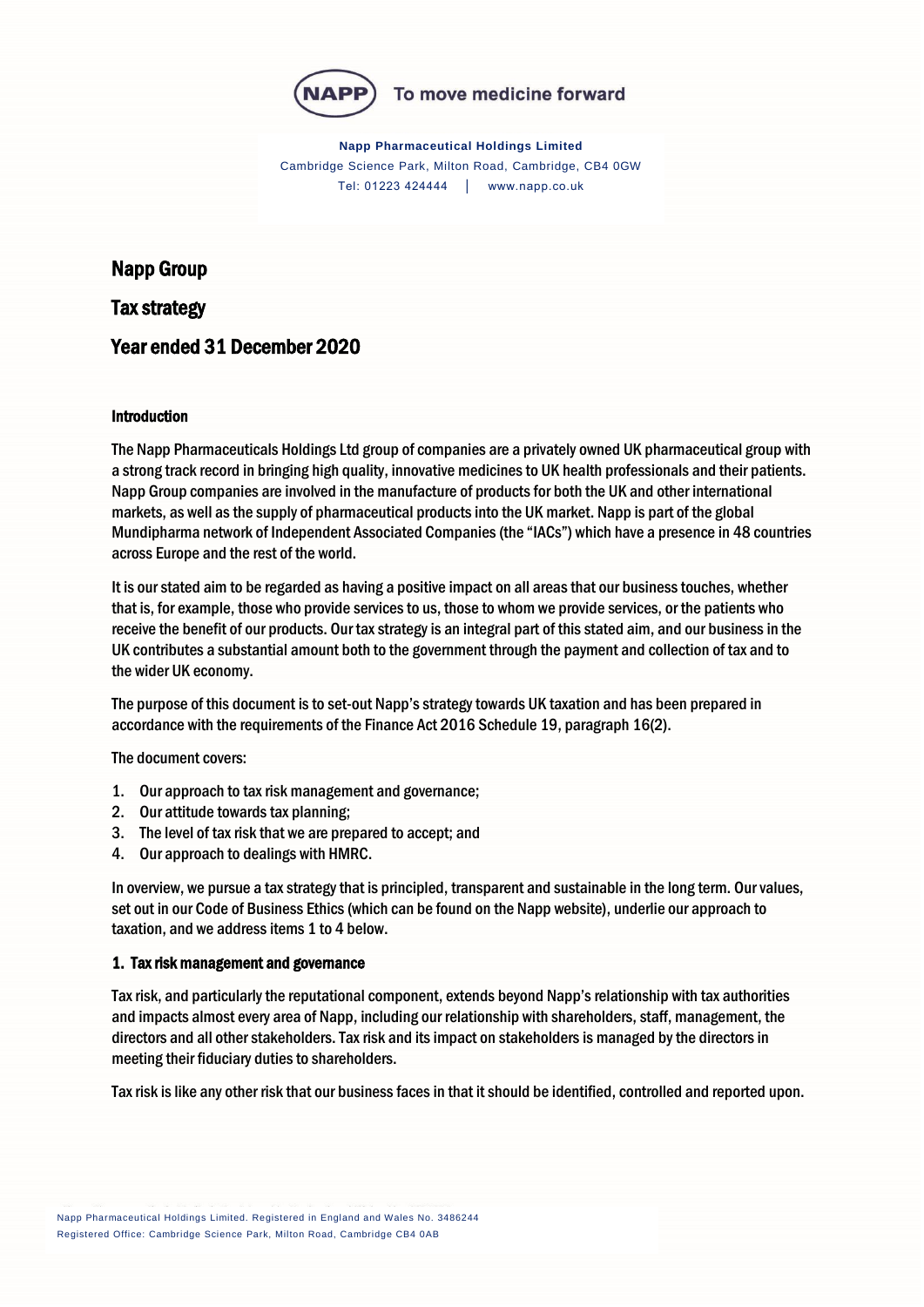NAPP To move medicine forward

**Napp Pharmaceutical Holdings Limited**
Cambridge Science Park, Milton Road, Cambridge, CB4 0GW
Tel: 01223 424444 | www.napp.co.uk

# Napp Group

# Tax strategy

# Year ended 31 December 2020

## Introduction

The Napp Pharmaceuticals Holdings Ltd group of companies are a privately owned UK pharmaceutical group with a strong track record in bringing high quality, innovative medicines to UK health professionals and their patients. Napp Group companies are involved in the manufacture of products for both the UK and other international markets, as well as the supply of pharmaceutical products into the UK market. Napp is part of the global Mundipharma network of Independent Associated Companies (the "IACs") which have a presence in 48 countries across Europe and the rest of the world.

It is our stated aim to be regarded as having a positive impact on all areas that our business touches, whether that is, for example, those who provide services to us, those to whom we provide services, or the patients who receive the benefit of our products. Our tax strategy is an integral part of this stated aim, and our business in the UK contributes a substantial amount both to the government through the payment and collection of tax and to the wider UK economy.

The purpose of this document is to set-out Napp's strategy towards UK taxation and has been prepared in accordance with the requirements of the Finance Act 2016 Schedule 19, paragraph 16(2).

The document covers:

1. Our approach to tax risk management and governance;
2. Our attitude towards tax planning;
3. The level of tax risk that we are prepared to accept; and
4. Our approach to dealings with HMRC.

In overview, we pursue a tax strategy that is principled, transparent and sustainable in the long term. Our values, set out in our Code of Business Ethics (which can be found on the Napp website), underlie our approach to taxation, and we address items 1 to 4 below.

## 1. Tax risk management and governance

Tax risk, and particularly the reputational component, extends beyond Napp's relationship with tax authorities and impacts almost every area of Napp, including our relationship with shareholders, staff, management, the directors and all other stakeholders. Tax risk and its impact on stakeholders is managed by the directors in meeting their fiduciary duties to shareholders.

Tax risk is like any other risk that our business faces in that it should be identified, controlled and reported upon.

Napp Pharmaceutical Holdings Limited. Registered in England and Wales No. 3486244
Registered Office: Cambridge Science Park, Milton Road, Cambridge CB4 0AB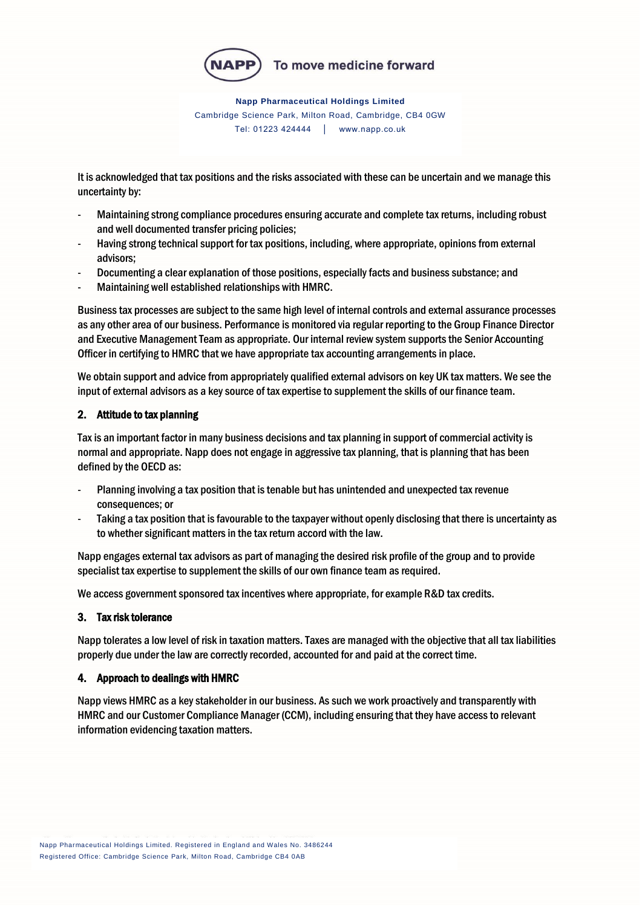It is acknowledged that tax positions and the risks associated with these can be uncertain and we manage this uncertainty by:

- Maintaining strong compliance procedures ensuring accurate and complete tax returns, including robust and well documented transfer pricing policies;
- Having strong technical support for tax positions, including, where appropriate, opinions from external advisors;
- Documenting a clear explanation of those positions, especially facts and business substance; and
- Maintaining well established relationships with HMRC.

Business tax processes are subject to the same high level of internal controls and external assurance processes as any other area of our business. Performance is monitored via regular reporting to the Group Finance Director and Executive Management Team as appropriate. Our internal review system supports the Senior Accounting Officer in certifying to HMRC that we have appropriate tax accounting arrangements in place.

We obtain support and advice from appropriately qualified external advisors on key UK tax matters. We see the input of external advisors as a key source of tax expertise to supplement the skills of our finance team.

## 2. Attitude to tax planning

Tax is an important factor in many business decisions and tax planning in support of commercial activity is normal and appropriate. Napp does not engage in aggressive tax planning, that is planning that has been defined by the OECD as:

- Planning involving a tax position that is tenable but has unintended and unexpected tax revenue consequences; or
- Taking a tax position that is favourable to the taxpayer without openly disclosing that there is uncertainty as to whether significant matters in the tax return accord with the law.

Napp engages external tax advisors as part of managing the desired risk profile of the group and to provide specialist tax expertise to supplement the skills of our own finance team as required.

We access government sponsored tax incentives where appropriate, for example R&D tax credits.

## 3. Tax risk tolerance

Napp tolerates a low level of risk in taxation matters. Taxes are managed with the objective that all tax liabilities properly due under the law are correctly recorded, accounted for and paid at the correct time.

## 4. Approach to dealings with HMRC

Napp views HMRC as a key stakeholder in our business. As such we work proactively and transparently with HMRC and our Customer Compliance Manager (CCM), including ensuring that they have access to relevant information evidencing taxation matters.